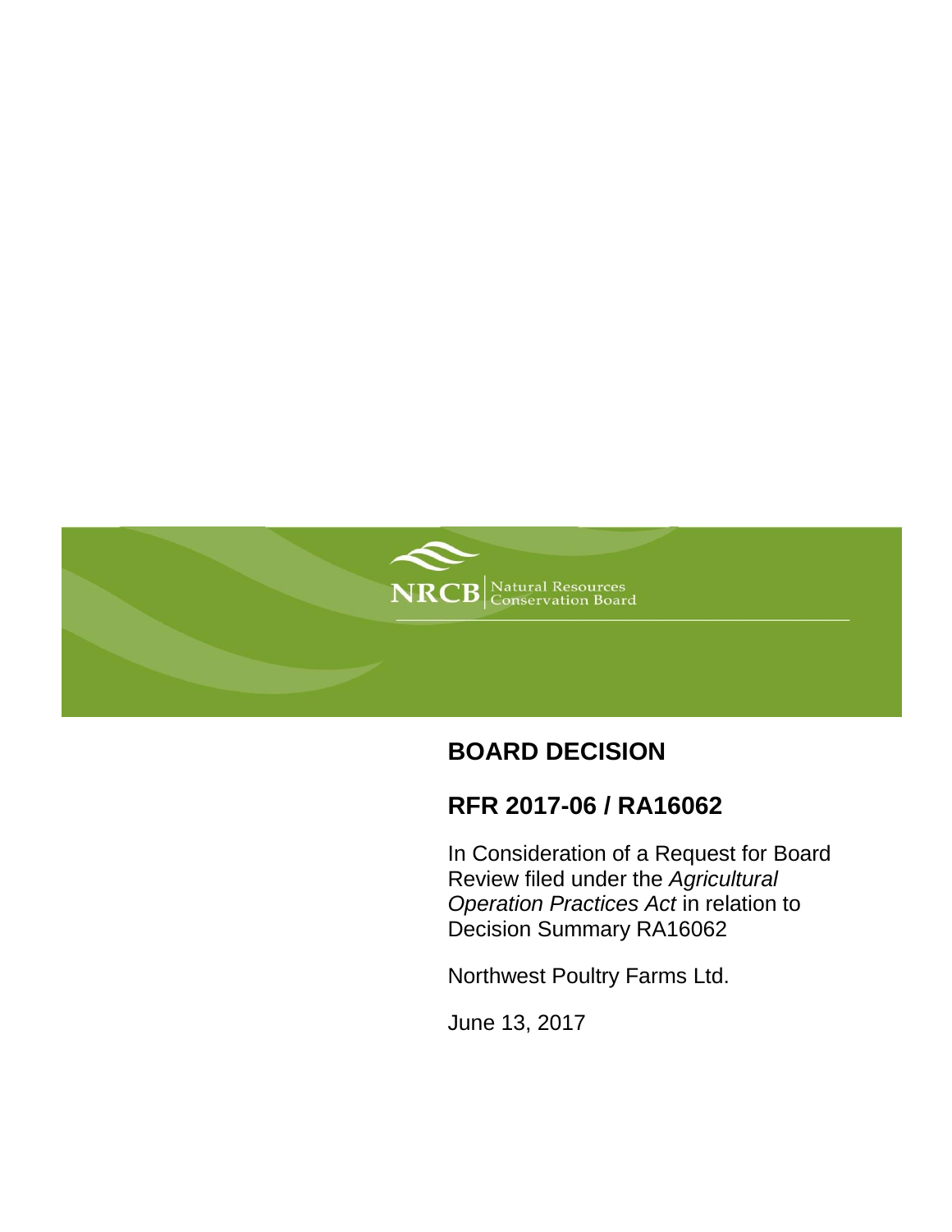NRCB | Natural Resources Conservation Board

# BOARD DECISION

## RFR 2017-06 / RA16062

In Consideration of a Request for Board Review filed under the *Agricultural Operation Practices Act* in relation to Decision Summary RA16062

Northwest Poultry Farms Ltd.

June 13, 2017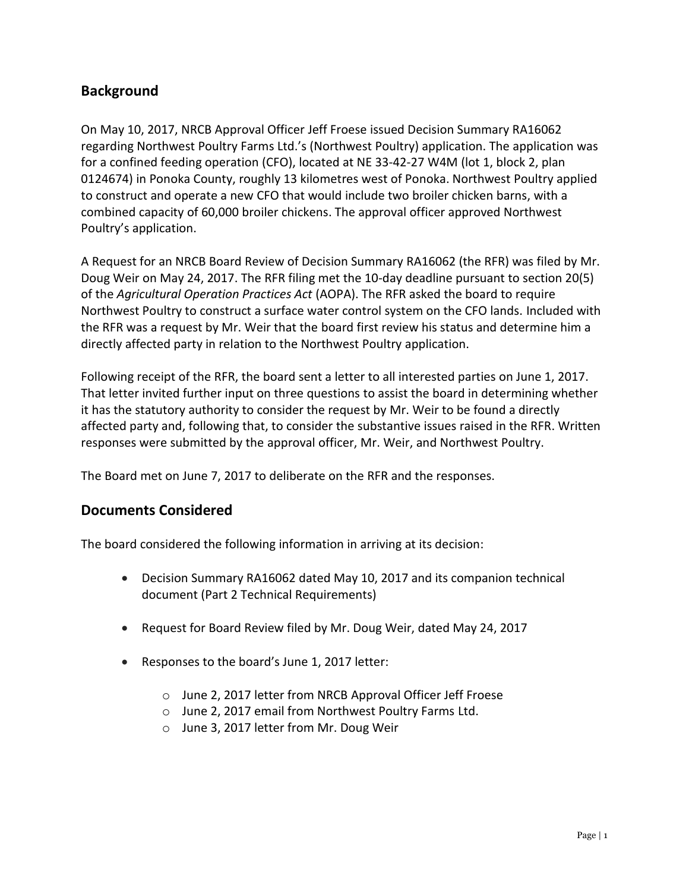## Background

On May 10, 2017, NRCB Approval Officer Jeff Froese issued Decision Summary RA16062 regarding Northwest Poultry Farms Ltd.'s (Northwest Poultry) application. The application was for a confined feeding operation (CFO), located at NE 33-42-27 W4M (lot 1, block 2, plan 0124674) in Ponoka County, roughly 13 kilometres west of Ponoka. Northwest Poultry applied to construct and operate a new CFO that would include two broiler chicken barns, with a combined capacity of 60,000 broiler chickens. The approval officer approved Northwest Poultry's application.

A Request for an NRCB Board Review of Decision Summary RA16062 (the RFR) was filed by Mr. Doug Weir on May 24, 2017. The RFR filing met the 10-day deadline pursuant to section 20(5) of the *Agricultural Operation Practices Act* (AOPA). The RFR asked the board to require Northwest Poultry to construct a surface water control system on the CFO lands. Included with the RFR was a request by Mr. Weir that the board first review his status and determine him a directly affected party in relation to the Northwest Poultry application.

Following receipt of the RFR, the board sent a letter to all interested parties on June 1, 2017. That letter invited further input on three questions to assist the board in determining whether it has the statutory authority to consider the request by Mr. Weir to be found a directly affected party and, following that, to consider the substantive issues raised in the RFR. Written responses were submitted by the approval officer, Mr. Weir, and Northwest Poultry.

The Board met on June 7, 2017 to deliberate on the RFR and the responses.

## Documents Considered

The board considered the following information in arriving at its decision:

- Decision Summary RA16062 dated May 10, 2017 and its companion technical document (Part 2 Technical Requirements)
- Request for Board Review filed by Mr. Doug Weir, dated May 24, 2017
- Responses to the board's June 1, 2017 letter:
  - June 2, 2017 letter from NRCB Approval Officer Jeff Froese
  - June 2, 2017 email from Northwest Poultry Farms Ltd.
  - June 3, 2017 letter from Mr. Doug Weir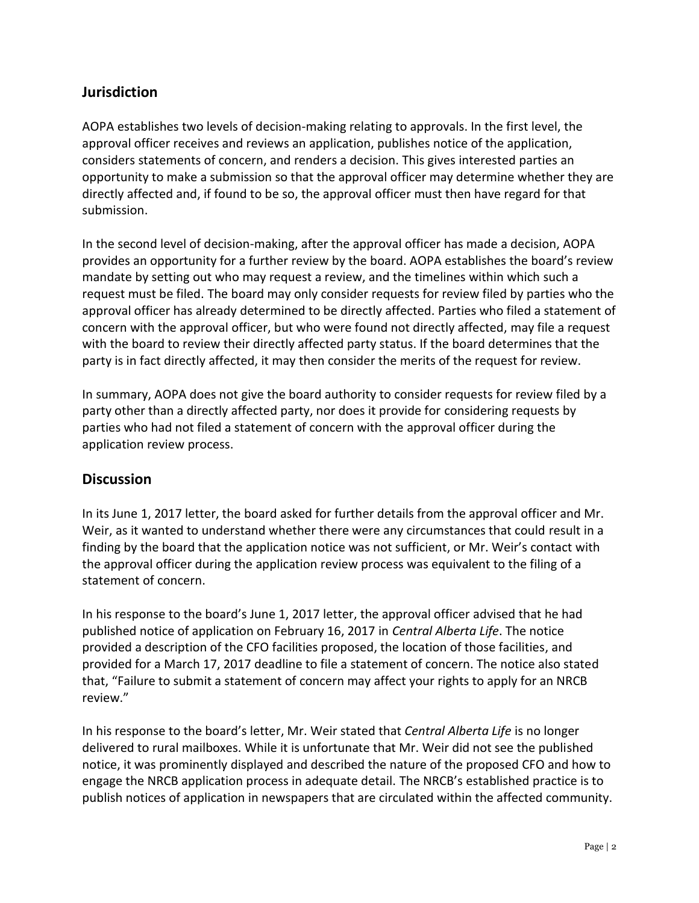## Jurisdiction

AOPA establishes two levels of decision-making relating to approvals. In the first level, the approval officer receives and reviews an application, publishes notice of the application, considers statements of concern, and renders a decision. This gives interested parties an opportunity to make a submission so that the approval officer may determine whether they are directly affected and, if found to be so, the approval officer must then have regard for that submission.

In the second level of decision-making, after the approval officer has made a decision, AOPA provides an opportunity for a further review by the board. AOPA establishes the board's review mandate by setting out who may request a review, and the timelines within which such a request must be filed. The board may only consider requests for review filed by parties who the approval officer has already determined to be directly affected. Parties who filed a statement of concern with the approval officer, but who were found not directly affected, may file a request with the board to review their directly affected party status. If the board determines that the party is in fact directly affected, it may then consider the merits of the request for review.

In summary, AOPA does not give the board authority to consider requests for review filed by a party other than a directly affected party, nor does it provide for considering requests by parties who had not filed a statement of concern with the approval officer during the application review process.

## Discussion

In its June 1, 2017 letter, the board asked for further details from the approval officer and Mr. Weir, as it wanted to understand whether there were any circumstances that could result in a finding by the board that the application notice was not sufficient, or Mr. Weir's contact with the approval officer during the application review process was equivalent to the filing of a statement of concern.

In his response to the board's June 1, 2017 letter, the approval officer advised that he had published notice of application on February 16, 2017 in *Central Alberta Life*. The notice provided a description of the CFO facilities proposed, the location of those facilities, and provided for a March 17, 2017 deadline to file a statement of concern. The notice also stated that, "Failure to submit a statement of concern may affect your rights to apply for an NRCB review."

In his response to the board's letter, Mr. Weir stated that *Central Alberta Life* is no longer delivered to rural mailboxes. While it is unfortunate that Mr. Weir did not see the published notice, it was prominently displayed and described the nature of the proposed CFO and how to engage the NRCB application process in adequate detail. The NRCB's established practice is to publish notices of application in newspapers that are circulated within the affected community.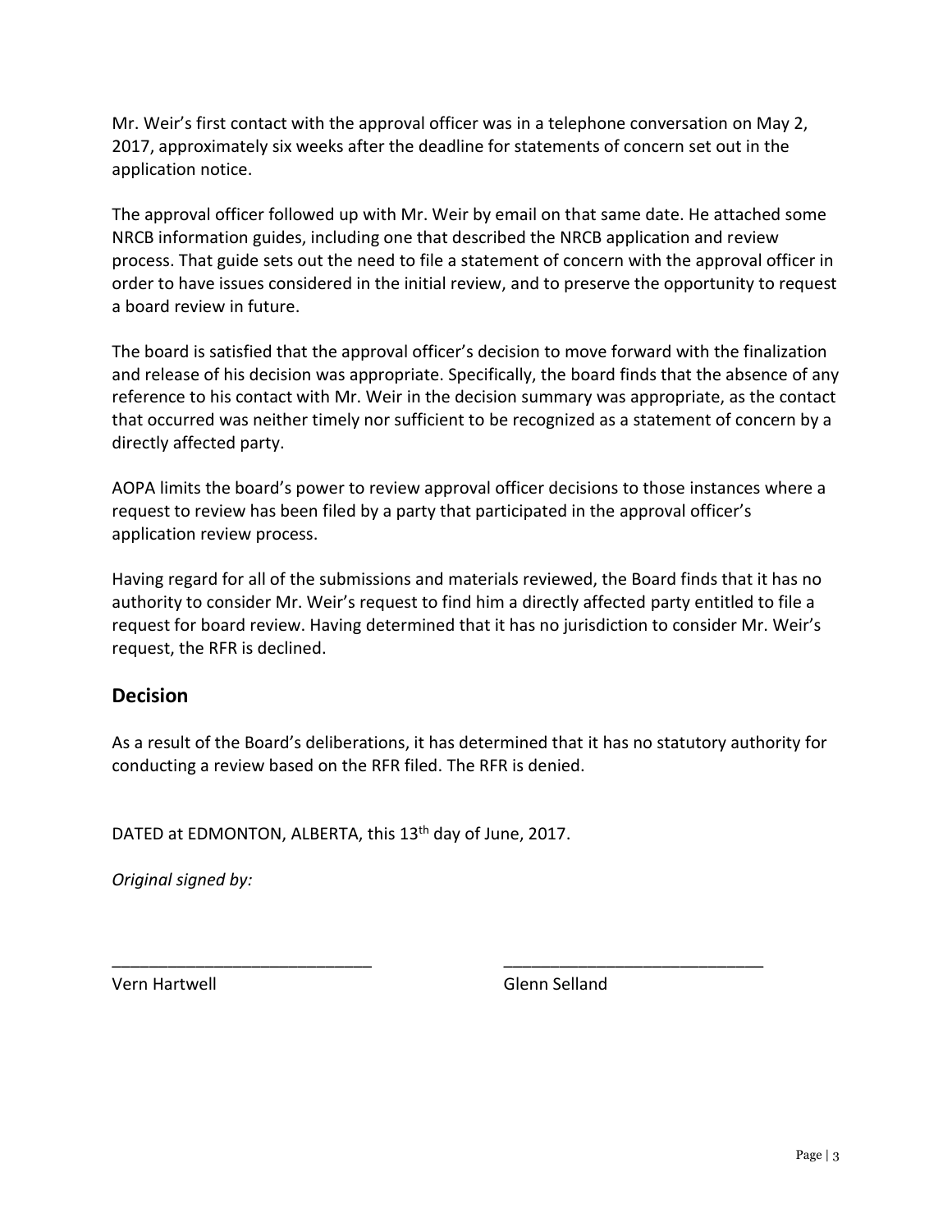Mr. Weir's first contact with the approval officer was in a telephone conversation on May 2, 2017, approximately six weeks after the deadline for statements of concern set out in the application notice.

The approval officer followed up with Mr. Weir by email on that same date. He attached some NRCB information guides, including one that described the NRCB application and review process. That guide sets out the need to file a statement of concern with the approval officer in order to have issues considered in the initial review, and to preserve the opportunity to request a board review in future.

The board is satisfied that the approval officer's decision to move forward with the finalization and release of his decision was appropriate. Specifically, the board finds that the absence of any reference to his contact with Mr. Weir in the decision summary was appropriate, as the contact that occurred was neither timely nor sufficient to be recognized as a statement of concern by a directly affected party.

AOPA limits the board's power to review approval officer decisions to those instances where a request to review has been filed by a party that participated in the approval officer's application review process.

Having regard for all of the submissions and materials reviewed, the Board finds that it has no authority to consider Mr. Weir's request to find him a directly affected party entitled to file a request for board review. Having determined that it has no jurisdiction to consider Mr. Weir's request, the RFR is declined.

## Decision

As a result of the Board's deliberations, it has determined that it has no statutory authority for conducting a review based on the RFR filed. The RFR is denied.

DATED at EDMONTON, ALBERTA, this 13th day of June, 2017.

*Original signed by:*

\_\_\_\_\_\_\_\_\_\_\_\_\_\_\_\_\_\_\_\_\_\_\_\_\_\_\_\_
Vern Hartwell

\_\_\_\_\_\_\_\_\_\_\_\_\_\_\_\_\_\_\_\_\_\_\_\_\_\_\_\_
Glenn Selland